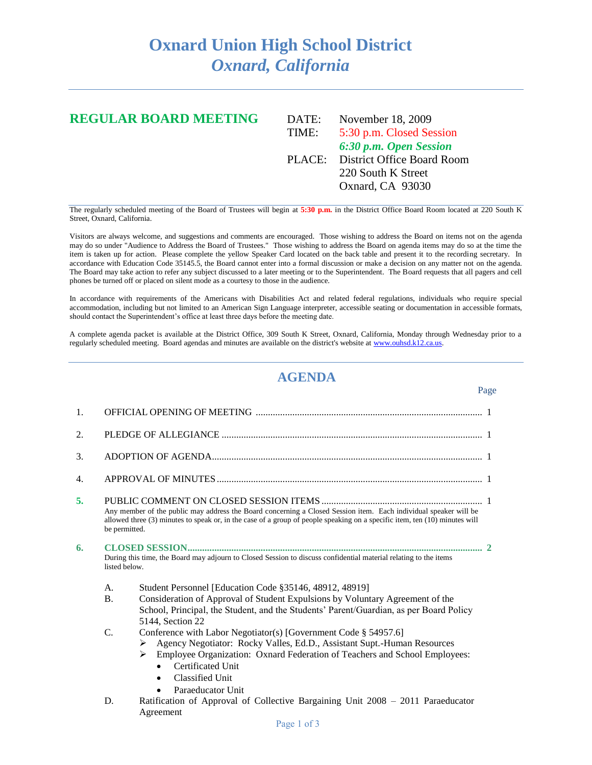# Oxnard Union High School District
## *Oxnard, California*

## REGULAR BOARD MEETING

DATE: November 18, 2009
TIME: 5:30 p.m. Closed Session
*6:30 p.m. Open Session*
PLACE: District Office Board Room
220 South K Street
Oxnard, CA 93030

The regularly scheduled meeting of the Board of Trustees will begin at **5:30 p.m.** in the District Office Board Room located at 220 South K Street, Oxnard, California.

Visitors are always welcome, and suggestions and comments are encouraged. Those wishing to address the Board on items not on the agenda may do so under "Audience to Address the Board of Trustees." Those wishing to address the Board on agenda items may do so at the time the item is taken up for action. Please complete the yellow Speaker Card located on the back table and present it to the recording secretary. In accordance with Education Code 35145.5, the Board cannot enter into a formal discussion or make a decision on any matter not on the agenda. The Board may take action to refer any subject discussed to a later meeting or to the Superintendent. The Board requests that all pagers and cell phones be turned off or placed on silent mode as a courtesy to those in the audience.

In accordance with requirements of the Americans with Disabilities Act and related federal regulations, individuals who require special accommodation, including but not limited to an American Sign Language interpreter, accessible seating or documentation in accessible formats, should contact the Superintendent's office at least three days before the meeting date.

A complete agenda packet is available at the District Office, 309 South K Street, Oxnard, California, Monday through Wednesday prior to a regularly scheduled meeting. Board agendas and minutes are available on the district's website at www.ouhsd.k12.ca.us.

## AGENDA

| | | Page |
|---|---|---|
| 1. | OFFICIAL OPENING OF MEETING | 1 |
| 2. | PLEDGE OF ALLEGIANCE | 1 |
| 3. | ADOPTION OF AGENDA | 1 |
| 4. | APPROVAL OF MINUTES | 1 |
| **5.** | PUBLIC COMMENT ON CLOSED SESSION ITEMS | 1 |
| **6.** | **CLOSED SESSION** | **2** |

**5.** PUBLIC COMMENT ON CLOSED SESSION ITEMS
Any member of the public may address the Board concerning a Closed Session item. Each individual speaker will be allowed three (3) minutes to speak or, in the case of a group of people speaking on a specific item, ten (10) minutes will be permitted.

**6.** **CLOSED SESSION**
During this time, the Board may adjourn to Closed Session to discuss confidential material relating to the items listed below.

A. Student Personnel [Education Code §35146, 48912, 48919]

B. Consideration of Approval of Student Expulsions by Voluntary Agreement of the School, Principal, the Student, and the Students' Parent/Guardian, as per Board Policy 5144, Section 22

C. Conference with Labor Negotiator(s) [Government Code § 54957.6]
- Agency Negotiator: Rocky Valles, Ed.D., Assistant Supt.-Human Resources
- Employee Organization: Oxnard Federation of Teachers and School Employees:
  - Certificated Unit
  - Classified Unit
  - Paraeducator Unit

D. Ratification of Approval of Collective Bargaining Unit 2008 – 2011 Paraeducator Agreement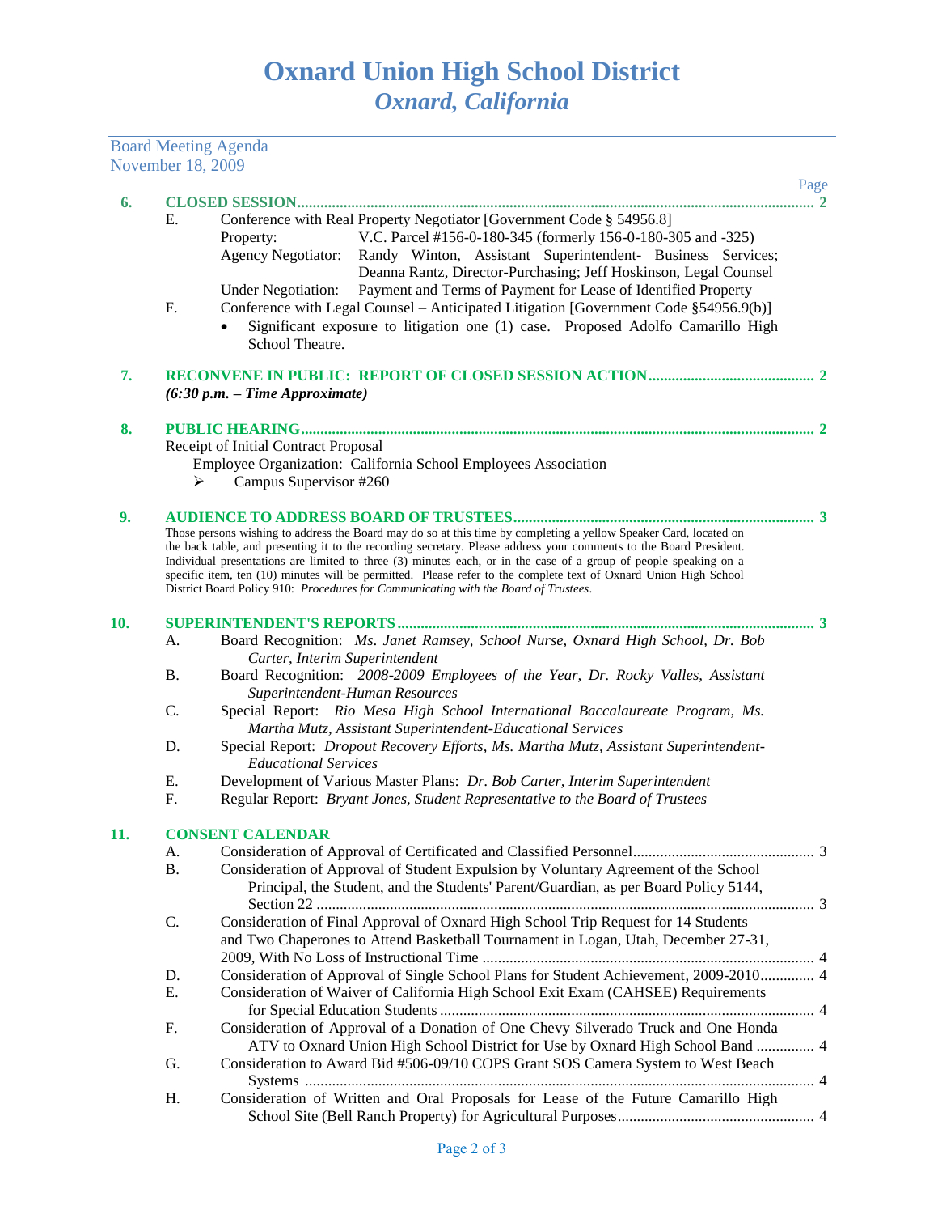# Oxnard Union High School District
## *Oxnard, California*

Board Meeting Agenda
November 18, 2009

Page

**6. CLOSED SESSION** .................................................. 2

E. Conference with Real Property Negotiator [Government Code § 54956.8]
   - Property: V.C. Parcel #156-0-180-345 (formerly 156-0-180-305 and -325)
   - Agency Negotiator: Randy Winton, Assistant Superintendent- Business Services; Deanna Rantz, Director-Purchasing; Jeff Hoskinson, Legal Counsel
   - Under Negotiation: Payment and Terms of Payment for Lease of Identified Property

F. Conference with Legal Counsel – Anticipated Litigation [Government Code §54956.9(b)]
   - Significant exposure to litigation one (1) case. Proposed Adolfo Camarillo High School Theatre.

**7. RECONVENE IN PUBLIC: REPORT OF CLOSED SESSION ACTION** .................................................. 2

***(6:30 p.m. – Time Approximate)***

**8. PUBLIC HEARING** .................................................. 2

Receipt of Initial Contract Proposal

Employee Organization: California School Employees Association

- Campus Supervisor #260

**9. AUDIENCE TO ADDRESS BOARD OF TRUSTEES** .................................................. 3

Those persons wishing to address the Board may do so at this time by completing a yellow Speaker Card, located on the back table, and presenting it to the recording secretary. Please address your comments to the Board President. Individual presentations are limited to three (3) minutes each, or in the case of a group of people speaking on a specific item, ten (10) minutes will be permitted. Please refer to the complete text of Oxnard Union High School District Board Policy 910: *Procedures for Communicating with the Board of Trustees*.

**10. SUPERINTENDENT'S REPORTS** .................................................. 3

A. Board Recognition: *Ms. Janet Ramsey, School Nurse, Oxnard High School, Dr. Bob Carter, Interim Superintendent*

B. Board Recognition: *2008-2009 Employees of the Year, Dr. Rocky Valles, Assistant Superintendent-Human Resources*

C. Special Report: *Rio Mesa High School International Baccalaureate Program, Ms. Martha Mutz, Assistant Superintendent-Educational Services*

D. Special Report: *Dropout Recovery Efforts, Ms. Martha Mutz, Assistant Superintendent-Educational Services*

E. Development of Various Master Plans: *Dr. Bob Carter, Interim Superintendent*

F. Regular Report: *Bryant Jones, Student Representative to the Board of Trustees*

**11. CONSENT CALENDAR**

A. Consideration of Approval of Certificated and Classified Personnel .................................................. 3

B. Consideration of Approval of Student Expulsion by Voluntary Agreement of the School Principal, the Student, and the Students' Parent/Guardian, as per Board Policy 5144, Section 22 .................................................. 3

C. Consideration of Final Approval of Oxnard High School Trip Request for 14 Students and Two Chaperones to Attend Basketball Tournament in Logan, Utah, December 27-31, 2009, With No Loss of Instructional Time .................................................. 4

D. Consideration of Approval of Single School Plans for Student Achievement, 2009-2010 .................................................. 4

E. Consideration of Waiver of California High School Exit Exam (CAHSEE) Requirements for Special Education Students .................................................. 4

F. Consideration of Approval of a Donation of One Chevy Silverado Truck and One Honda ATV to Oxnard Union High School District for Use by Oxnard High School Band .................................................. 4

G. Consideration to Award Bid #506-09/10 COPS Grant SOS Camera System to West Beach Systems .................................................. 4

H. Consideration of Written and Oral Proposals for Lease of the Future Camarillo High School Site (Bell Ranch Property) for Agricultural Purposes .................................................. 4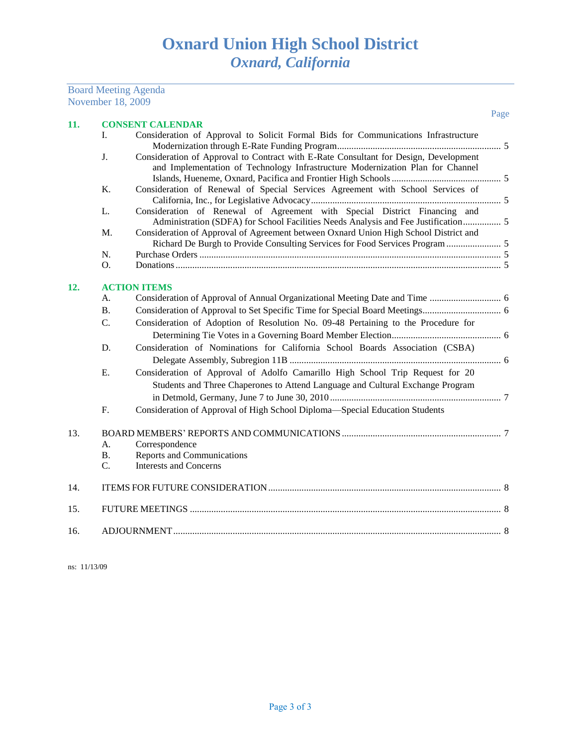# Oxnard Union High School District
## *Oxnard, California*

Board Meeting Agenda
November 18, 2009

| | | | Page |
|---|---|---|---|
| **11.** | **CONSENT CALENDAR** | | |
| | I. | Consideration of Approval to Solicit Formal Bids for Communications Infrastructure Modernization through E-Rate Funding Program | 5 |
| | J. | Consideration of Approval to Contract with E-Rate Consultant for Design, Development and Implementation of Technology Infrastructure Modernization Plan for Channel Islands, Hueneme, Oxnard, Pacifica and Frontier High Schools | 5 |
| | K. | Consideration of Renewal of Special Services Agreement with School Services of California, Inc., for Legislative Advocacy | 5 |
| | L. | Consideration of Renewal of Agreement with Special District Financing and Administration (SDFA) for School Facilities Needs Analysis and Fee Justification | 5 |
| | M. | Consideration of Approval of Agreement between Oxnard Union High School District and Richard De Burgh to Provide Consulting Services for Food Services Program | 5 |
| | N. | Purchase Orders | 5 |
| | O. | Donations | 5 |
| **12.** | **ACTION ITEMS** | | |
| | A. | Consideration of Approval of Annual Organizational Meeting Date and Time | 6 |
| | B. | Consideration of Approval to Set Specific Time for Special Board Meetings | 6 |
| | C. | Consideration of Adoption of Resolution No. 09-48 Pertaining to the Procedure for Determining Tie Votes in a Governing Board Member Election | 6 |
| | D. | Consideration of Nominations for California School Boards Association (CSBA) Delegate Assembly, Subregion 11B | 6 |
| | E. | Consideration of Approval of Adolfo Camarillo High School Trip Request for 20 Students and Three Chaperones to Attend Language and Cultural Exchange Program in Detmold, Germany, June 7 to June 30, 2010 | 7 |
| | F. | Consideration of Approval of High School Diploma—Special Education Students | |
| 13. | BOARD MEMBERS' REPORTS AND COMMUNICATIONS | | 7 |
| | A. | Correspondence | |
| | B. | Reports and Communications | |
| | C. | Interests and Concerns | |
| 14. | ITEMS FOR FUTURE CONSIDERATION | | 8 |
| 15. | FUTURE MEETINGS | | 8 |
| 16. | ADJOURNMENT | | 8 |

ns: 11/13/09